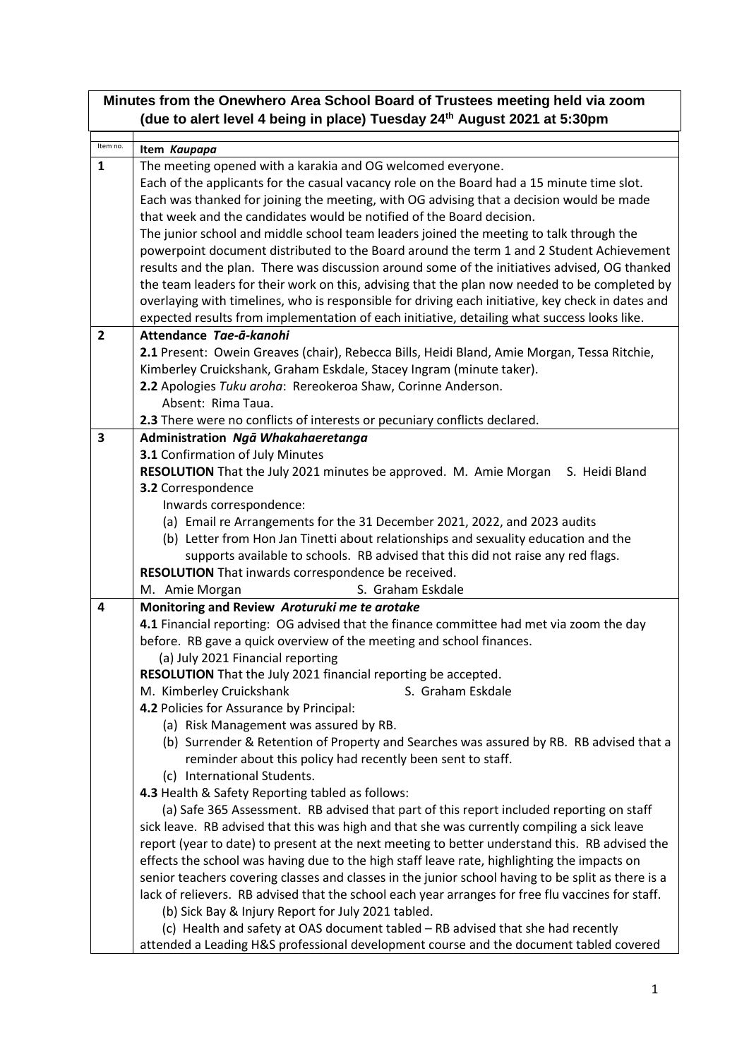**Minutes from the Onewhero Area School Board of Trustees meeting held via zoom (due to alert level 4 being in place) Tuesday 24th August 2021 at 5:30pm**

| Item no. | Item *Kaupapa* |
|---|---|
| **1** | The meeting opened with a karakia and OG welcomed everyone.<br>Each of the applicants for the casual vacancy role on the Board had a 15 minute time slot. Each was thanked for joining the meeting, with OG advising that a decision would be made that week and the candidates would be notified of the Board decision.<br>The junior school and middle school team leaders joined the meeting to talk through the powerpoint document distributed to the Board around the term 1 and 2 Student Achievement results and the plan. There was discussion around some of the initiatives advised, OG thanked the team leaders for their work on this, advising that the plan now needed to be completed by overlaying with timelines, who is responsible for driving each initiative, key check in dates and expected results from implementation of each initiative, detailing what success looks like. |
| **2** | **Attendance *Tae-ā-kanohi***<br>**2.1** Present: Owein Greaves (chair), Rebecca Bills, Heidi Bland, Amie Morgan, Tessa Ritchie, Kimberley Cruickshank, Graham Eskdale, Stacey Ingram (minute taker).<br>**2.2** Apologies *Tuku aroha*: Rereokeroa Shaw, Corinne Anderson.<br>Absent: Rima Taua.<br>**2.3** There were no conflicts of interests or pecuniary conflicts declared. |
| **3** | **Administration *Ngā Whakahaeretanga***<br>**3.1** Confirmation of July Minutes<br>**RESOLUTION** That the July 2021 minutes be approved. M. Amie Morgan S. Heidi Bland<br>**3.2** Correspondence<br>Inwards correspondence:<br>(a) Email re Arrangements for the 31 December 2021, 2022, and 2023 audits<br>(b) Letter from Hon Jan Tinetti about relationships and sexuality education and the supports available to schools. RB advised that this did not raise any red flags.<br>**RESOLUTION** That inwards correspondence be received.<br>M. Amie Morgan S. Graham Eskdale |
| **4** | **Monitoring and Review *Aroturuki me te arotake***<br>**4.1** Financial reporting: OG advised that the finance committee had met via zoom the day before. RB gave a quick overview of the meeting and school finances.<br>(a) July 2021 Financial reporting<br>**RESOLUTION** That the July 2021 financial reporting be accepted.<br>M. Kimberley Cruickshank S. Graham Eskdale<br>**4.2** Policies for Assurance by Principal:<br>(a) Risk Management was assured by RB.<br>(b) Surrender & Retention of Property and Searches was assured by RB. RB advised that a reminder about this policy had recently been sent to staff.<br>(c) International Students.<br>**4.3** Health & Safety Reporting tabled as follows:<br>(a) Safe 365 Assessment. RB advised that part of this report included reporting on staff sick leave. RB advised that this was high and that she was currently compiling a sick leave report (year to date) to present at the next meeting to better understand this. RB advised the effects the school was having due to the high staff leave rate, highlighting the impacts on senior teachers covering classes and classes in the junior school having to be split as there is a lack of relievers. RB advised that the school each year arranges for free flu vaccines for staff.<br>(b) Sick Bay & Injury Report for July 2021 tabled.<br>(c) Health and safety at OAS document tabled – RB advised that she had recently attended a Leading H&S professional development course and the document tabled covered |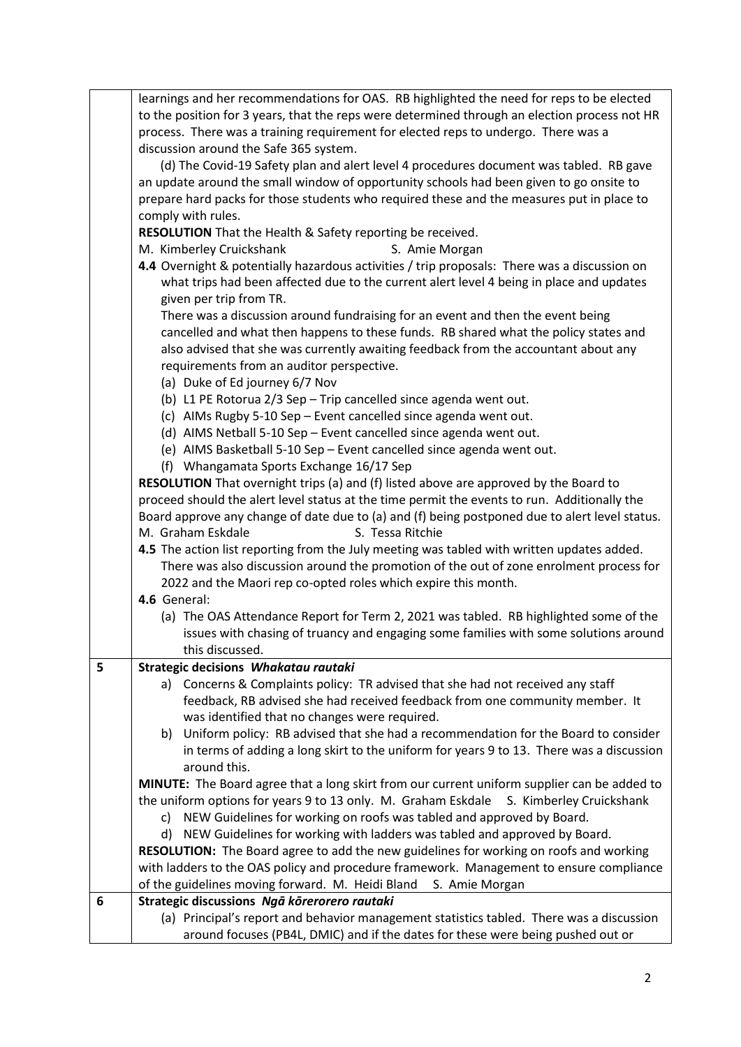| | |
|---|---|
| | learnings and her recommendations for OAS. RB highlighted the need for reps to be elected to the position for 3 years, that the reps were determined through an election process not HR process. There was a training requirement for elected reps to undergo. There was a discussion around the Safe 365 system.<br>(d) The Covid-19 Safety plan and alert level 4 procedures document was tabled. RB gave an update around the small window of opportunity schools had been given to go onsite to prepare hard packs for those students who required these and the measures put in place to comply with rules.<br>**RESOLUTION** That the Health & Safety reporting be received.<br>M. Kimberley Cruickshank S. Amie Morgan<br>**4.4** Overnight & potentially hazardous activities / trip proposals: There was a discussion on what trips had been affected due to the current alert level 4 being in place and updates given per trip from TR.<br>There was a discussion around fundraising for an event and then the event being cancelled and what then happens to these funds. RB shared what the policy states and also advised that she was currently awaiting feedback from the accountant about any requirements from an auditor perspective.<br>(a) Duke of Ed journey 6/7 Nov<br>(b) L1 PE Rotorua 2/3 Sep – Trip cancelled since agenda went out.<br>(c) AIMs Rugby 5-10 Sep – Event cancelled since agenda went out.<br>(d) AIMS Netball 5-10 Sep – Event cancelled since agenda went out.<br>(e) AIMS Basketball 5-10 Sep – Event cancelled since agenda went out.<br>(f) Whangamata Sports Exchange 16/17 Sep<br>**RESOLUTION** That overnight trips (a) and (f) listed above are approved by the Board to proceed should the alert level status at the time permit the events to run. Additionally the Board approve any change of date due to (a) and (f) being postponed due to alert level status.<br>M. Graham Eskdale S. Tessa Ritchie<br>**4.5** The action list reporting from the July meeting was tabled with written updates added. There was also discussion around the promotion of the out of zone enrolment process for 2022 and the Maori rep co-opted roles which expire this month.<br>**4.6** General:<br>(a) The OAS Attendance Report for Term 2, 2021 was tabled. RB highlighted some of the issues with chasing of truancy and engaging some families with some solutions around this discussed. |
| **5** | **Strategic decisions *Whakatau rautaki***<br>a) Concerns & Complaints policy: TR advised that she had not received any staff feedback, RB advised she had received feedback from one community member. It was identified that no changes were required.<br>b) Uniform policy: RB advised that she had a recommendation for the Board to consider in terms of adding a long skirt to the uniform for years 9 to 13. There was a discussion around this.<br>**MINUTE:** The Board agree that a long skirt from our current uniform supplier can be added to the uniform options for years 9 to 13 only. M. Graham Eskdale S. Kimberley Cruickshank<br>c) NEW Guidelines for working on roofs was tabled and approved by Board.<br>d) NEW Guidelines for working with ladders was tabled and approved by Board.<br>**RESOLUTION:** The Board agree to add the new guidelines for working on roofs and working with ladders to the OAS policy and procedure framework. Management to ensure compliance of the guidelines moving forward. M. Heidi Bland S. Amie Morgan |
| **6** | **Strategic discussions *Ngā kōrerorero rautaki***<br>(a) Principal's report and behavior management statistics tabled. There was a discussion around focuses (PB4L, DMIC) and if the dates for these were being pushed out or |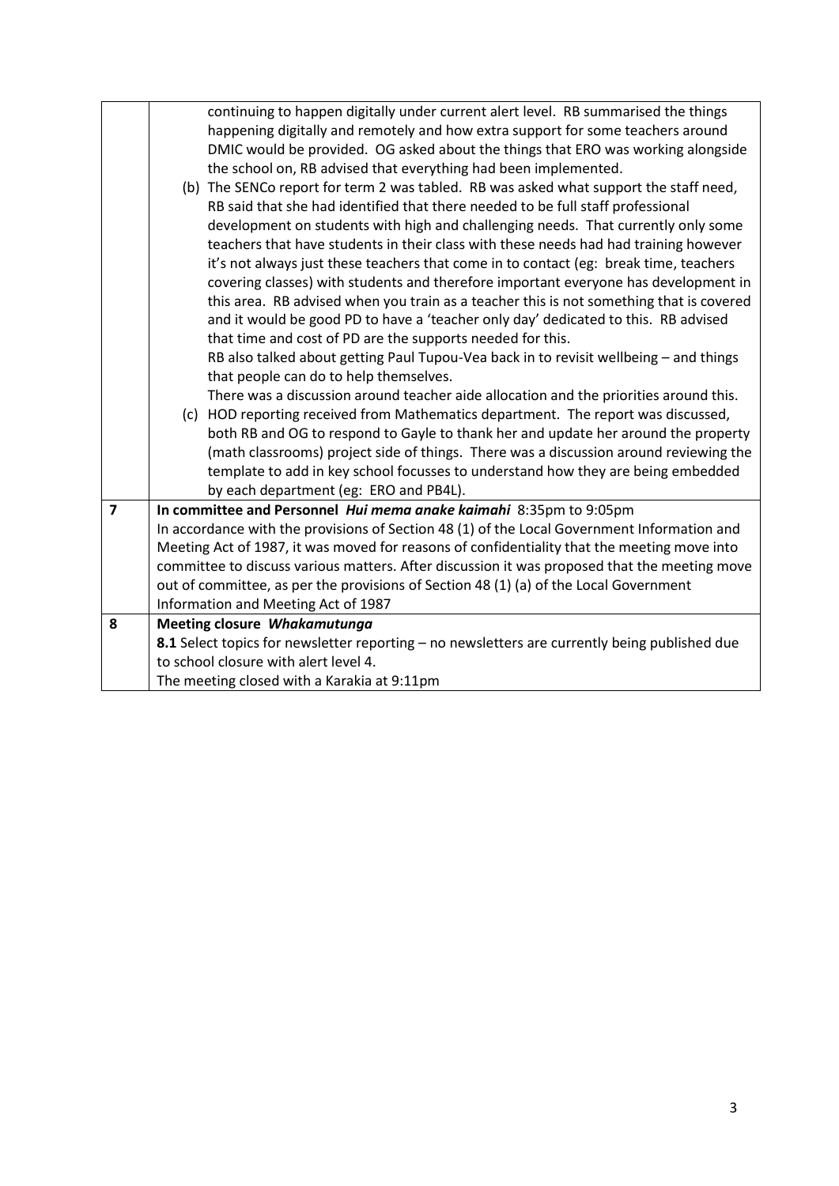| | |
|---|---|
| | continuing to happen digitally under current alert level. RB summarised the things happening digitally and remotely and how extra support for some teachers around DMIC would be provided. OG asked about the things that ERO was working alongside the school on, RB advised that everything had been implemented.<br>(b) The SENCo report for term 2 was tabled. RB was asked what support the staff need, RB said that she had identified that there needed to be full staff professional development on students with high and challenging needs. That currently only some teachers that have students in their class with these needs had had training however it's not always just these teachers that come in to contact (eg: break time, teachers covering classes) with students and therefore important everyone has development in this area. RB advised when you train as a teacher this is not something that is covered and it would be good PD to have a 'teacher only day' dedicated to this. RB advised that time and cost of PD are the supports needed for this.<br>RB also talked about getting Paul Tupou-Vea back in to revisit wellbeing – and things that people can do to help themselves.<br>There was a discussion around teacher aide allocation and the priorities around this.<br>(c) HOD reporting received from Mathematics department. The report was discussed, both RB and OG to respond to Gayle to thank her and update her around the property (math classrooms) project side of things. There was a discussion around reviewing the template to add in key school focusses to understand how they are being embedded by each department (eg: ERO and PB4L). |
| **7** | **In committee and Personnel** ***Hui mema anake kaimahi*** 8:35pm to 9:05pm<br>In accordance with the provisions of Section 48 (1) of the Local Government Information and Meeting Act of 1987, it was moved for reasons of confidentiality that the meeting move into committee to discuss various matters. After discussion it was proposed that the meeting move out of committee, as per the provisions of Section 48 (1) (a) of the Local Government Information and Meeting Act of 1987 |
| **8** | **Meeting closure** ***Whakamutunga***<br>**8.1** Select topics for newsletter reporting – no newsletters are currently being published due to school closure with alert level 4.<br>The meeting closed with a Karakia at 9:11pm |